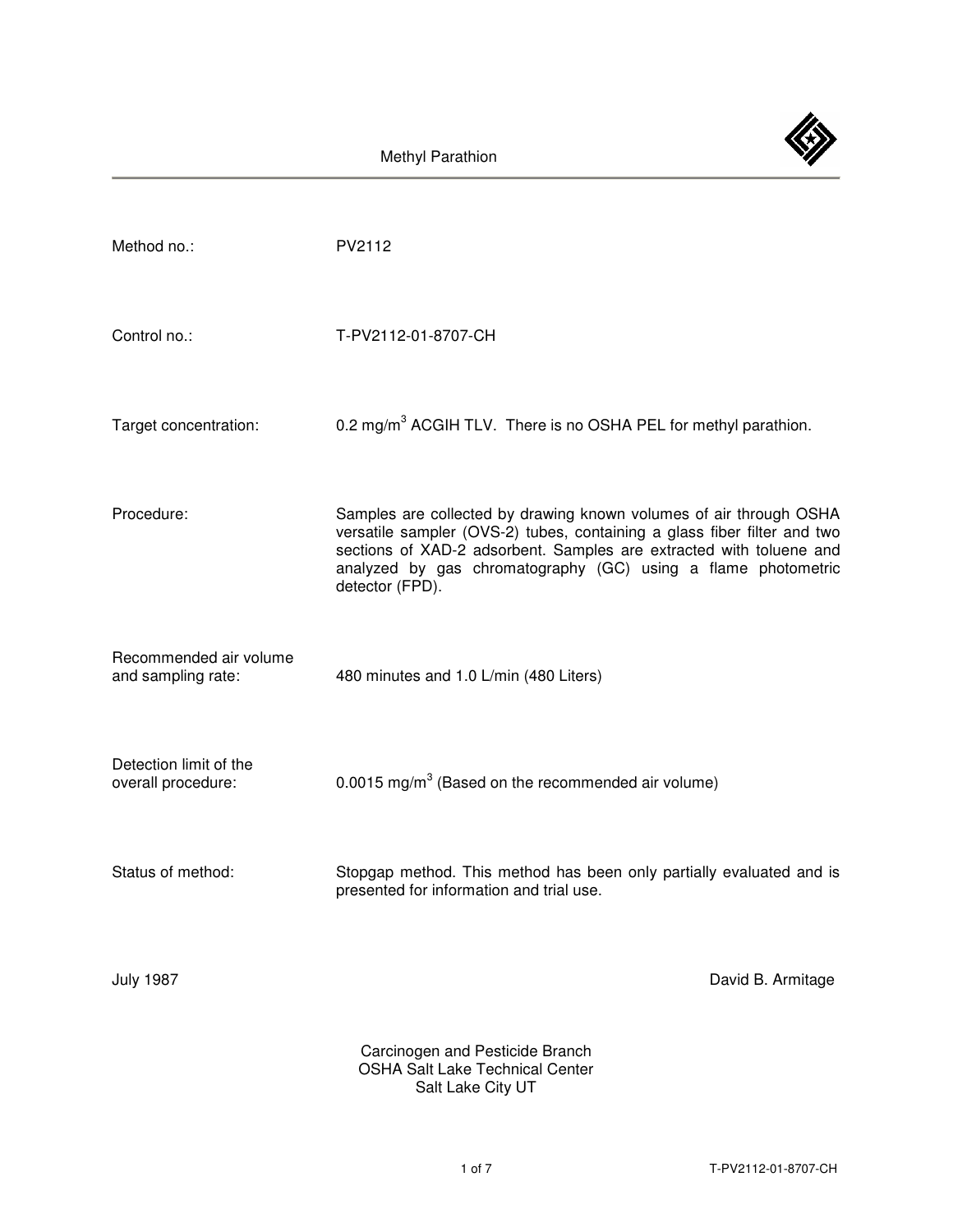# Methyl Parathion

| | |
|---|---|
| Method no.: | PV2112 |
| Control no.: | T-PV2112-01-8707-CH |
| Target concentration: | 0.2 mg/m$^3$ ACGIH TLV. There is no OSHA PEL for methyl parathion. |
| Procedure: | Samples are collected by drawing known volumes of air through OSHA versatile sampler (OVS-2) tubes, containing a glass fiber filter and two sections of XAD-2 adsorbent. Samples are extracted with toluene and analyzed by gas chromatography (GC) using a flame photometric detector (FPD). |
| Recommended air volume and sampling rate: | 480 minutes and 1.0 L/min (480 Liters) |
| Detection limit of the overall procedure: | 0.0015 mg/m$^3$ (Based on the recommended air volume) |
| Status of method: | Stopgap method. This method has been only partially evaluated and is presented for information and trial use. |

July 1987

David B. Armitage

Carcinogen and Pesticide Branch
OSHA Salt Lake Technical Center
Salt Lake City UT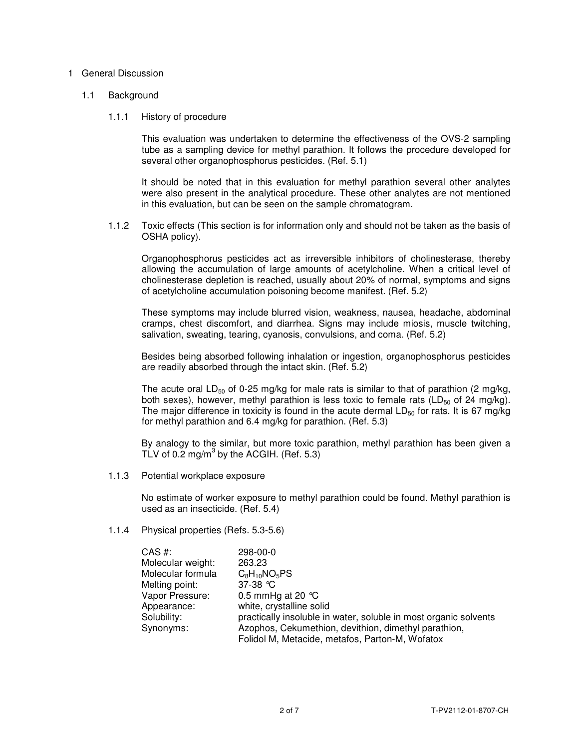# 1 General Discussion

## 1.1 Background

### 1.1.1 History of procedure

This evaluation was undertaken to determine the effectiveness of the OVS-2 sampling tube as a sampling device for methyl parathion. It follows the procedure developed for several other organophosphorus pesticides. (Ref. 5.1)

It should be noted that in this evaluation for methyl parathion several other analytes were also present in the analytical procedure. These other analytes are not mentioned in this evaluation, but can be seen on the sample chromatogram.

### 1.1.2 Toxic effects (This section is for information only and should not be taken as the basis of OSHA policy).

Organophosphorus pesticides act as irreversible inhibitors of cholinesterase, thereby allowing the accumulation of large amounts of acetylcholine. When a critical level of cholinesterase depletion is reached, usually about 20% of normal, symptoms and signs of acetylcholine accumulation poisoning become manifest. (Ref. 5.2)

These symptoms may include blurred vision, weakness, nausea, headache, abdominal cramps, chest discomfort, and diarrhea. Signs may include miosis, muscle twitching, salivation, sweating, tearing, cyanosis, convulsions, and coma. (Ref. 5.2)

Besides being absorbed following inhalation or ingestion, organophosphorus pesticides are readily absorbed through the intact skin. (Ref. 5.2)

The acute oral $LD_{50}$ of 0-25 mg/kg for male rats is similar to that of parathion (2 mg/kg, both sexes), however, methyl parathion is less toxic to female rats ($LD_{50}$ of 24 mg/kg). The major difference in toxicity is found in the acute dermal $LD_{50}$ for rats. It is 67 mg/kg for methyl parathion and 6.4 mg/kg for parathion. (Ref. 5.3)

By analogy to the similar, but more toxic parathion, methyl parathion has been given a TLV of 0.2 mg/m$^3$ by the ACGIH. (Ref. 5.3)

### 1.1.3 Potential workplace exposure

No estimate of worker exposure to methyl parathion could be found. Methyl parathion is used as an insecticide. (Ref. 5.4)

### 1.1.4 Physical properties (Refs. 5.3-5.6)

| | |
|---|---|
| CAS #: | 298-00-0 |
| Molecular weight: | 263.23 |
| Molecular formula | $C_8H_{10}NO_5PS$ |
| Melting point: | 37-38 °C |
| Vapor Pressure: | 0.5 mmHg at 20 °C |
| Appearance: | white, crystalline solid |
| Solubility: | practically insoluble in water, soluble in most organic solvents |
| Synonyms: | Azophos, Cekumethion, devithion, dimethyl parathion, Folidol M, Metacide, metafos, Parton-M, Wofatox |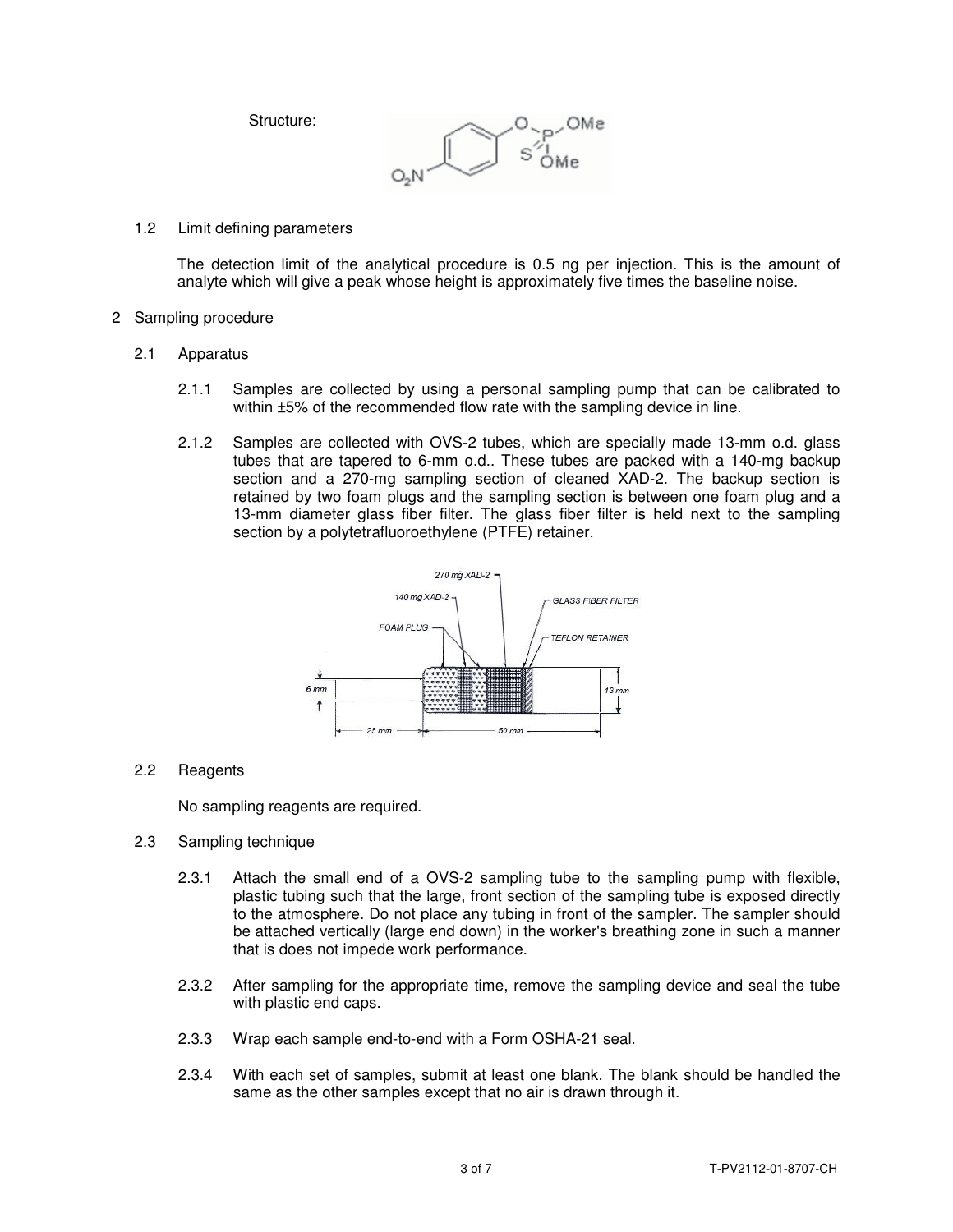Structure:

1.2 Limit defining parameters

The detection limit of the analytical procedure is 0.5 ng per injection. This is the amount of analyte which will give a peak whose height is approximately five times the baseline noise.

## 2 Sampling procedure

### 2.1 Apparatus

2.1.1 Samples are collected by using a personal sampling pump that can be calibrated to within ±5% of the recommended flow rate with the sampling device in line.

2.1.2 Samples are collected with OVS-2 tubes, which are specially made 13-mm o.d. glass tubes that are tapered to 6-mm o.d.. These tubes are packed with a 140-mg backup section and a 270-mg sampling section of cleaned XAD-2. The backup section is retained by two foam plugs and the sampling section is between one foam plug and a 13-mm diameter glass fiber filter. The glass fiber filter is held next to the sampling section by a polytetrafluoroethylene (PTFE) retainer.

### 2.2 Reagents

No sampling reagents are required.

### 2.3 Sampling technique

2.3.1 Attach the small end of a OVS-2 sampling tube to the sampling pump with flexible, plastic tubing such that the large, front section of the sampling tube is exposed directly to the atmosphere. Do not place any tubing in front of the sampler. The sampler should be attached vertically (large end down) in the worker's breathing zone in such a manner that is does not impede work performance.

2.3.2 After sampling for the appropriate time, remove the sampling device and seal the tube with plastic end caps.

2.3.3 Wrap each sample end-to-end with a Form OSHA-21 seal.

2.3.4 With each set of samples, submit at least one blank. The blank should be handled the same as the other samples except that no air is drawn through it.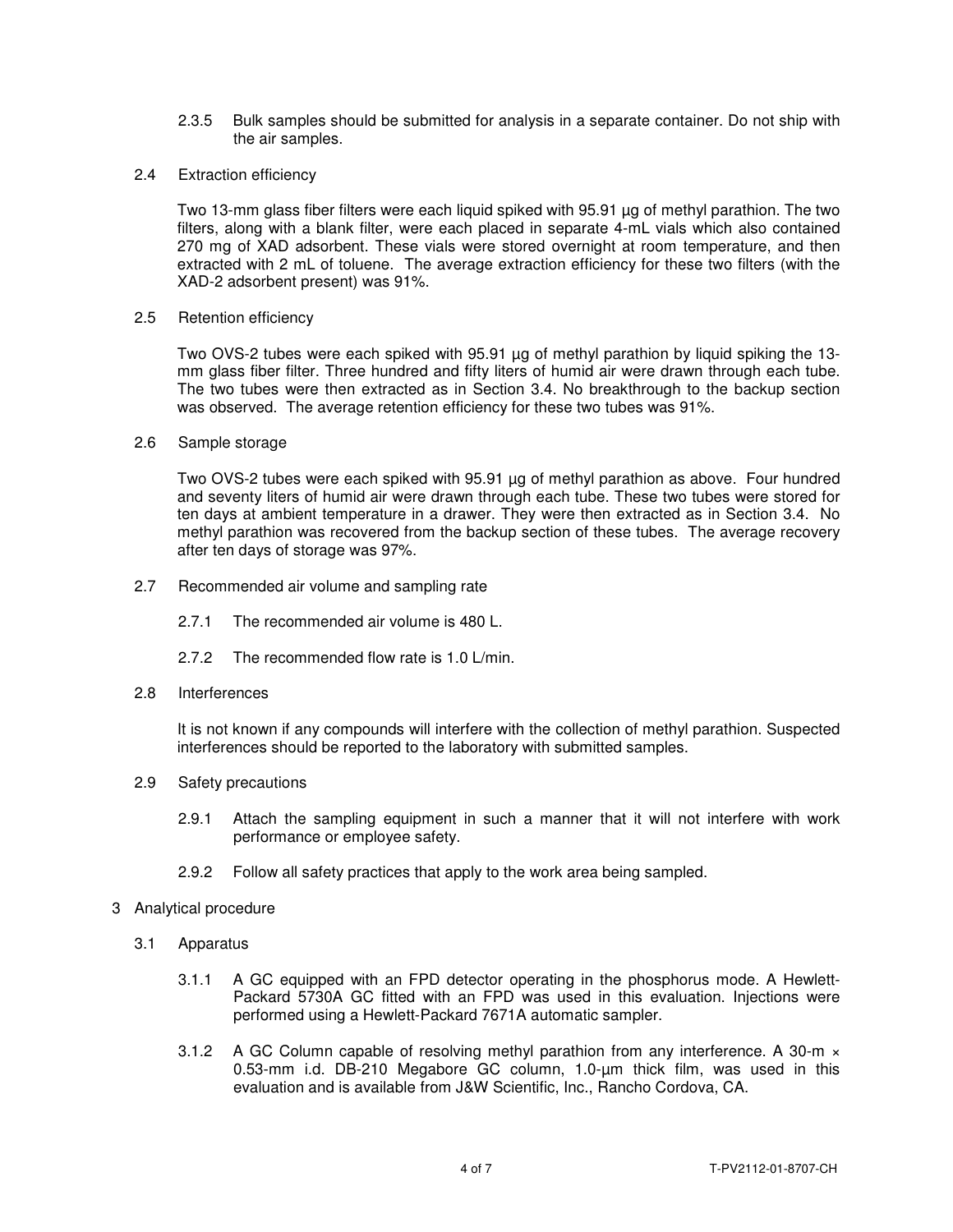2.3.5 Bulk samples should be submitted for analysis in a separate container. Do not ship with the air samples.

### 2.4 Extraction efficiency

Two 13-mm glass fiber filters were each liquid spiked with 95.91 µg of methyl parathion. The two filters, along with a blank filter, were each placed in separate 4-mL vials which also contained 270 mg of XAD adsorbent. These vials were stored overnight at room temperature, and then extracted with 2 mL of toluene. The average extraction efficiency for these two filters (with the XAD-2 adsorbent present) was 91%.

### 2.5 Retention efficiency

Two OVS-2 tubes were each spiked with 95.91 µg of methyl parathion by liquid spiking the 13-mm glass fiber filter. Three hundred and fifty liters of humid air were drawn through each tube. The two tubes were then extracted as in Section 3.4. No breakthrough to the backup section was observed. The average retention efficiency for these two tubes was 91%.

### 2.6 Sample storage

Two OVS-2 tubes were each spiked with 95.91 µg of methyl parathion as above. Four hundred and seventy liters of humid air were drawn through each tube. These two tubes were stored for ten days at ambient temperature in a drawer. They were then extracted as in Section 3.4. No methyl parathion was recovered from the backup section of these tubes. The average recovery after ten days of storage was 97%.

### 2.7 Recommended air volume and sampling rate

2.7.1 The recommended air volume is 480 L.

2.7.2 The recommended flow rate is 1.0 L/min.

### 2.8 Interferences

It is not known if any compounds will interfere with the collection of methyl parathion. Suspected interferences should be reported to the laboratory with submitted samples.

### 2.9 Safety precautions

2.9.1 Attach the sampling equipment in such a manner that it will not interfere with work performance or employee safety.

2.9.2 Follow all safety practices that apply to the work area being sampled.

## 3 Analytical procedure

### 3.1 Apparatus

3.1.1 A GC equipped with an FPD detector operating in the phosphorus mode. A Hewlett-Packard 5730A GC fitted with an FPD was used in this evaluation. Injections were performed using a Hewlett-Packard 7671A automatic sampler.

3.1.2 A GC Column capable of resolving methyl parathion from any interference. A 30-m × 0.53-mm i.d. DB-210 Megabore GC column, 1.0-µm thick film, was used in this evaluation and is available from J&W Scientific, Inc., Rancho Cordova, CA.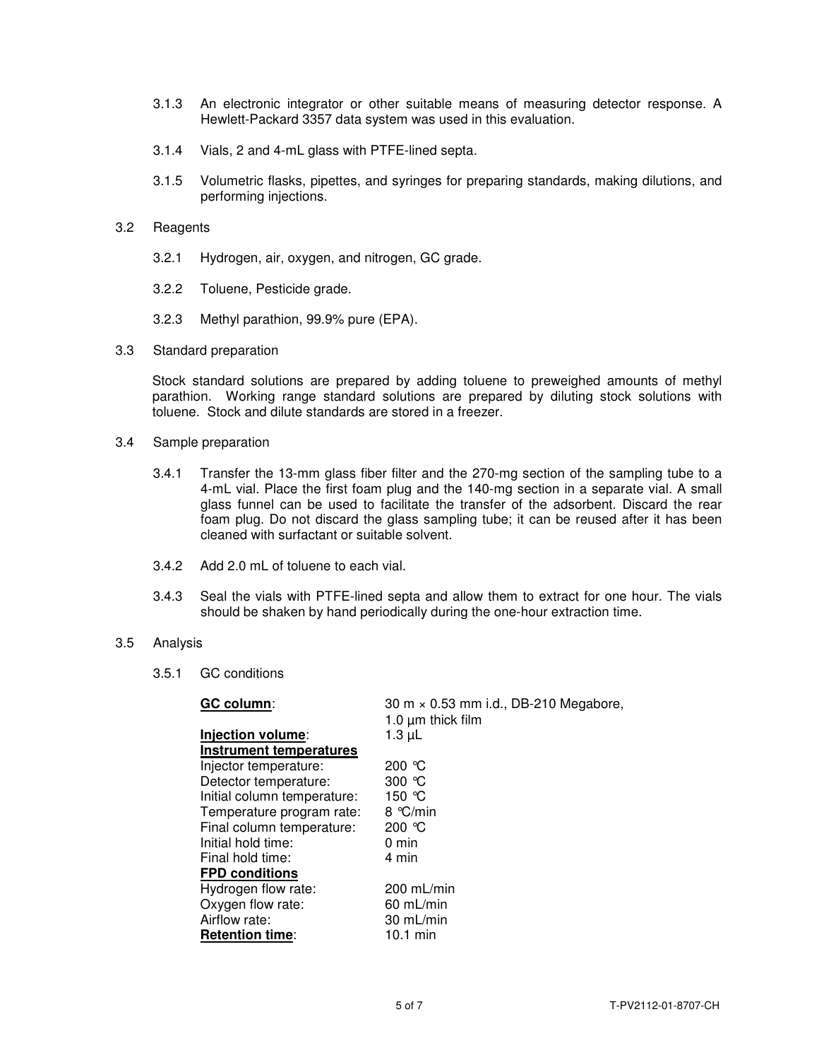3.1.3 An electronic integrator or other suitable means of measuring detector response. A Hewlett-Packard 3357 data system was used in this evaluation.

3.1.4 Vials, 2 and 4-mL glass with PTFE-lined septa.

3.1.5 Volumetric flasks, pipettes, and syringes for preparing standards, making dilutions, and performing injections.

3.2 Reagents

3.2.1 Hydrogen, air, oxygen, and nitrogen, GC grade.

3.2.2 Toluene, Pesticide grade.

3.2.3 Methyl parathion, 99.9% pure (EPA).

3.3 Standard preparation

Stock standard solutions are prepared by adding toluene to preweighed amounts of methyl parathion. Working range standard solutions are prepared by diluting stock solutions with toluene. Stock and dilute standards are stored in a freezer.

3.4 Sample preparation

3.4.1 Transfer the 13-mm glass fiber filter and the 270-mg section of the sampling tube to a 4-mL vial. Place the first foam plug and the 140-mg section in a separate vial. A small glass funnel can be used to facilitate the transfer of the adsorbent. Discard the rear foam plug. Do not discard the glass sampling tube; it can be reused after it has been cleaned with surfactant or suitable solvent.

3.4.2 Add 2.0 mL of toluene to each vial.

3.4.3 Seal the vials with PTFE-lined septa and allow them to extract for one hour. The vials should be shaken by hand periodically during the one-hour extraction time.

3.5 Analysis

3.5.1 GC conditions

| | |
|---|---|
| **GC column**: | 30 m × 0.53 mm i.d., DB-210 Megabore, 1.0 µm thick film |
| **Injection volume**: | 1.3 µL |
| **Instrument temperatures** | |
| Injector temperature: | 200 °C |
| Detector temperature: | 300 °C |
| Initial column temperature: | 150 °C |
| Temperature program rate: | 8 °C/min |
| Final column temperature: | 200 °C |
| Initial hold time: | 0 min |
| Final hold time: | 4 min |
| **FPD conditions** | |
| Hydrogen flow rate: | 200 mL/min |
| Oxygen flow rate: | 60 mL/min |
| Airflow rate: | 30 mL/min |
| **Retention time**: | 10.1 min |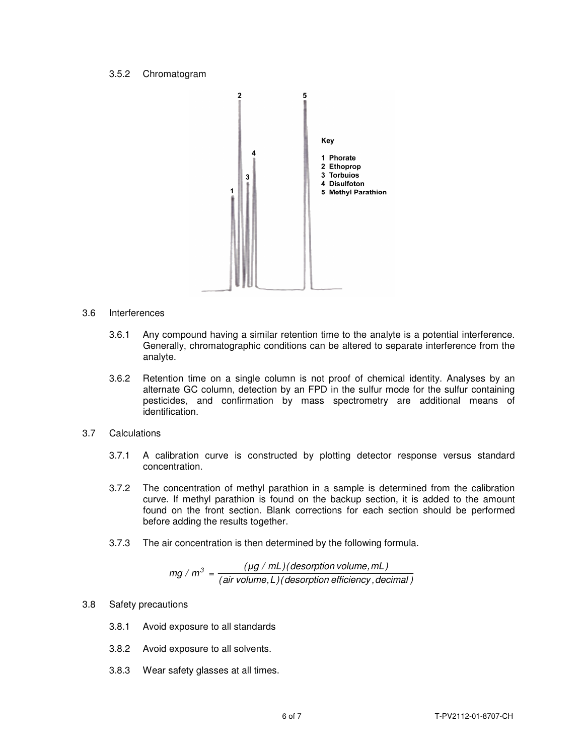3.5.2 Chromatogram

Key

1 Phorate
2 Ethoprop
3 Torbuios
4 Disulfoton
5 Methyl Parathion

3.6 Interferences

3.6.1 Any compound having a similar retention time to the analyte is a potential interference. Generally, chromatographic conditions can be altered to separate interference from the analyte.

3.6.2 Retention time on a single column is not proof of chemical identity. Analyses by an alternate GC column, detection by an FPD in the sulfur mode for the sulfur containing pesticides, and confirmation by mass spectrometry are additional means of identification.

3.7 Calculations

3.7.1 A calibration curve is constructed by plotting detector response versus standard concentration.

3.7.2 The concentration of methyl parathion in a sample is determined from the calibration curve. If methyl parathion is found on the backup section, it is added to the amount found on the front section. Blank corrections for each section should be performed before adding the results together.

3.7.3 The air concentration is then determined by the following formula.

$$mg / m^3 = \frac{(\mu g / mL)(desorption\ volume, mL)}{(air\ volume, L)(desorption\ efficiency, decimal)}$$

3.8 Safety precautions

3.8.1 Avoid exposure to all standards

3.8.2 Avoid exposure to all solvents.

3.8.3 Wear safety glasses at all times.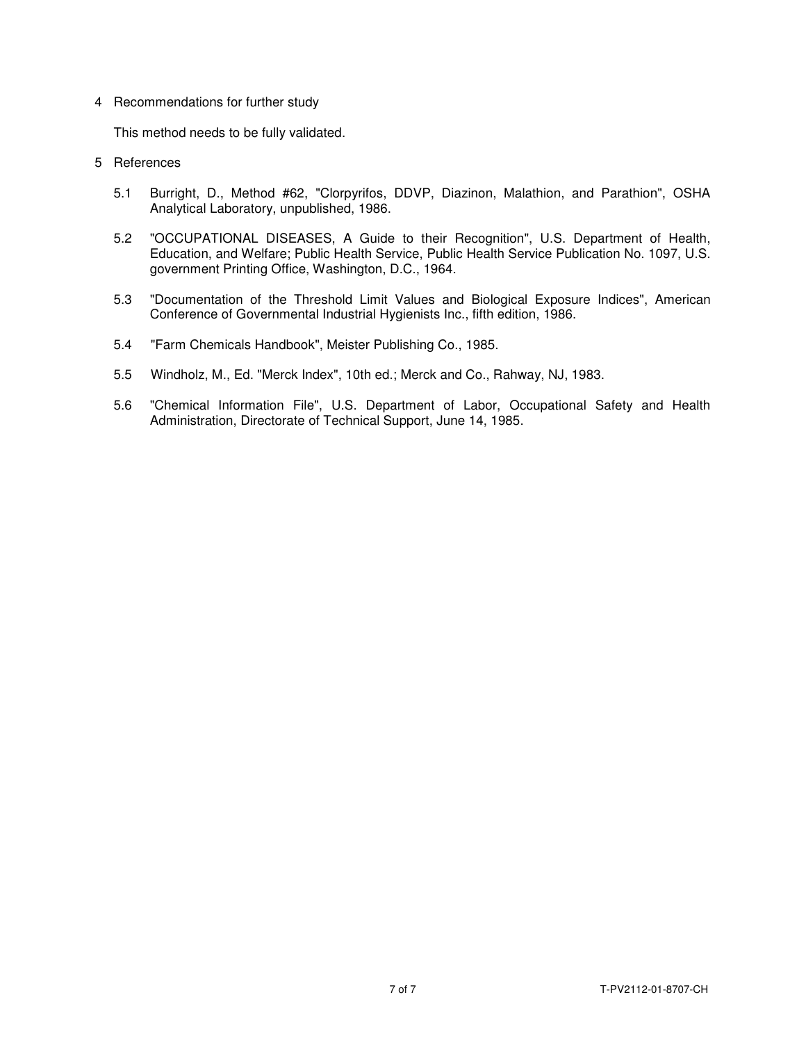## 4 Recommendations for further study

This method needs to be fully validated.

## 5 References

5.1 Burright, D., Method #62, "Clorpyrifos, DDVP, Diazinon, Malathion, and Parathion", OSHA Analytical Laboratory, unpublished, 1986.

5.2 "OCCUPATIONAL DISEASES, A Guide to their Recognition", U.S. Department of Health, Education, and Welfare; Public Health Service, Public Health Service Publication No. 1097, U.S. government Printing Office, Washington, D.C., 1964.

5.3 "Documentation of the Threshold Limit Values and Biological Exposure Indices", American Conference of Governmental Industrial Hygienists Inc., fifth edition, 1986.

5.4 "Farm Chemicals Handbook", Meister Publishing Co., 1985.

5.5 Windholz, M., Ed. "Merck Index", 10th ed.; Merck and Co., Rahway, NJ, 1983.

5.6 "Chemical Information File", U.S. Department of Labor, Occupational Safety and Health Administration, Directorate of Technical Support, June 14, 1985.